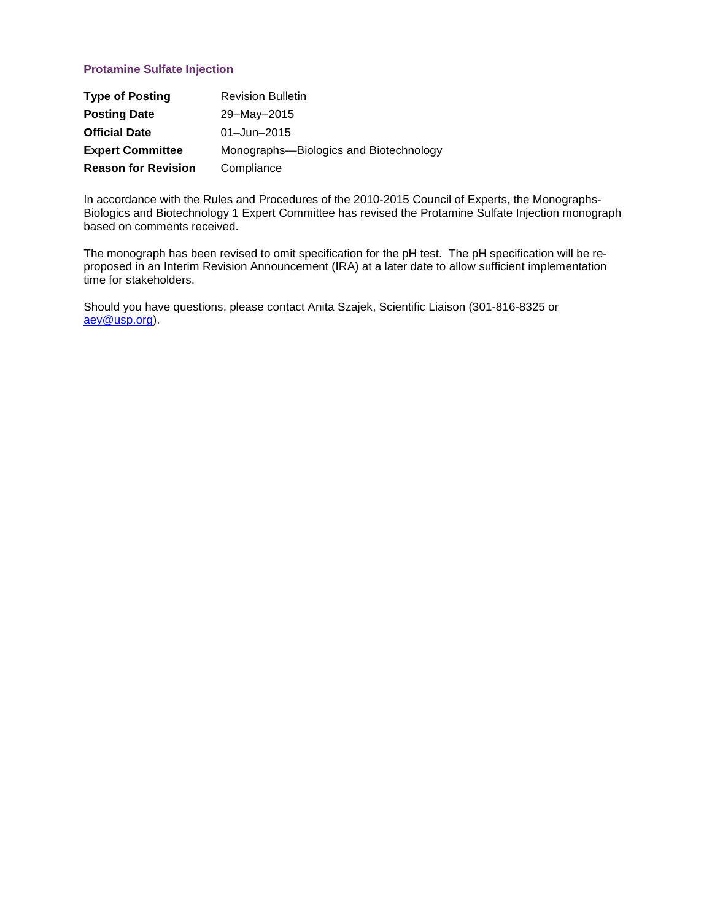# Protamine Sulfate Injection

| | |
|---|---|
| **Type of Posting** | Revision Bulletin |
| **Posting Date** | 29–May–2015 |
| **Official Date** | 01–Jun–2015 |
| **Expert Committee** | Monographs—Biologics and Biotechnology |
| **Reason for Revision** | Compliance |

In accordance with the Rules and Procedures of the 2010-2015 Council of Experts, the Monographs-Biologics and Biotechnology 1 Expert Committee has revised the Protamine Sulfate Injection monograph based on comments received.

The monograph has been revised to omit specification for the pH test. The pH specification will be re-proposed in an Interim Revision Announcement (IRA) at a later date to allow sufficient implementation time for stakeholders.

Should you have questions, please contact Anita Szajek, Scientific Liaison (301-816-8325 or aey@usp.org).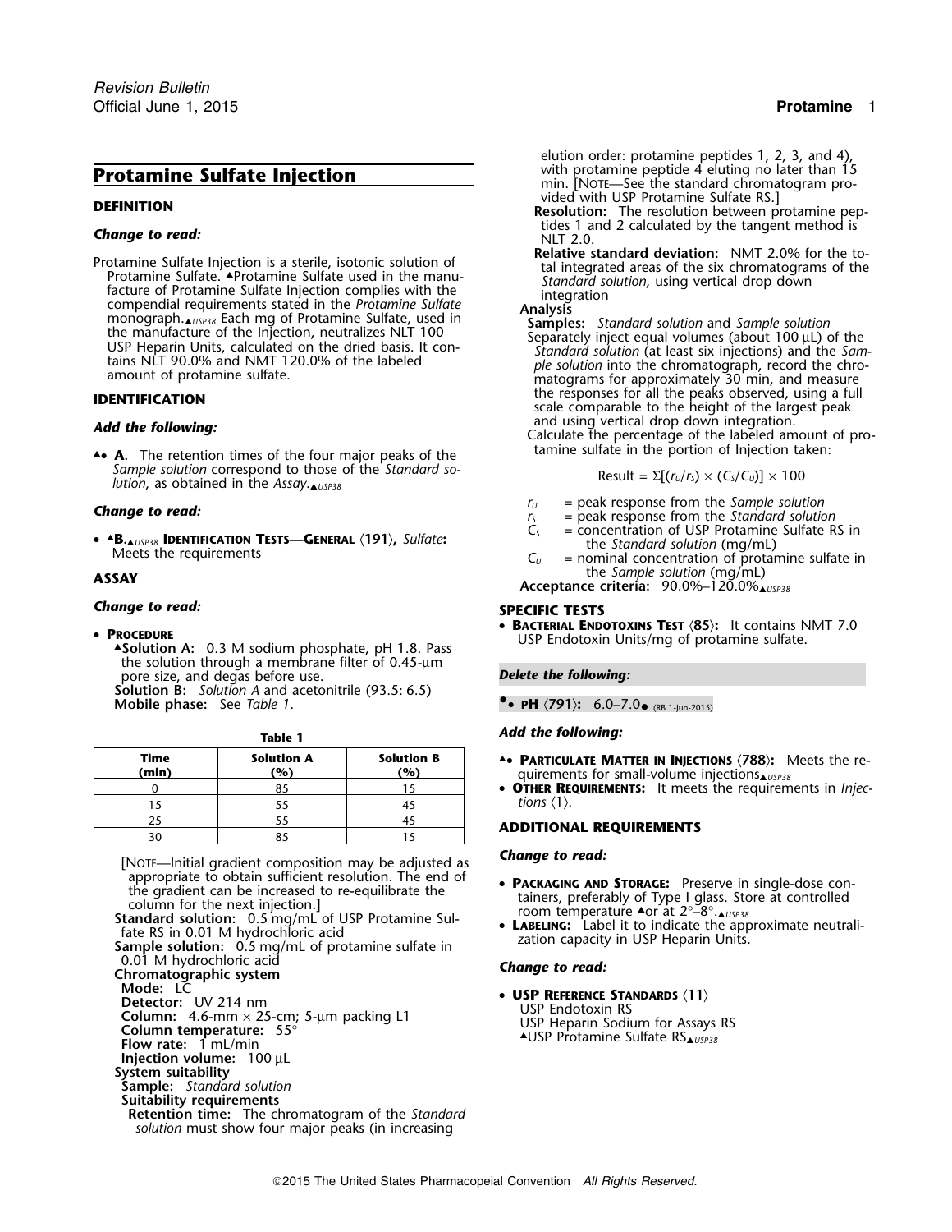## Protamine Sulfate Injection

### DEFINITION

***Change to read:***

Protamine Sulfate Injection is a sterile, isotonic solution of Protamine Sulfate. ▲Protamine Sulfate used in the manufacture of Protamine Sulfate Injection complies with the compendial requirements stated in the *Protamine Sulfate* monograph.▲USP38 Each mg of Protamine Sulfate, used in the manufacture of the Injection, neutralizes NLT 100 USP Heparin Units, calculated on the dried basis. It contains NLT 90.0% and NMT 120.0% of the labeled amount of protamine sulfate.

### IDENTIFICATION

***Add the following:***

▲• **A.** The retention times of the four major peaks of the *Sample solution* correspond to those of the *Standard solution*, as obtained in the *Assay*.▲USP38

***Change to read:***

• ▲**B.**▲USP38 **Identification Tests—General ⟨191⟩**, *Sulfate*: Meets the requirements

### ASSAY

***Change to read:***

• **Procedure**

▲**Solution A:** 0.3 M sodium phosphate, pH 1.8. Pass the solution through a membrane filter of 0.45-µm pore size, and degas before use.

**Solution B:** *Solution A* and acetonitrile (93.5: 6.5)

**Mobile phase:** See *Table 1*.

**Table 1**

| Time (min) | Solution A (%) | Solution B (%) |
|---|---|---|
| 0 | 85 | 15 |
| 15 | 55 | 45 |
| 25 | 55 | 45 |
| 30 | 85 | 15 |

[Note—Initial gradient composition may be adjusted as appropriate to obtain sufficient resolution. The end of the gradient can be increased to re-equilibrate the column for the next injection.]

**Standard solution:** 0.5 mg/mL of USP Protamine Sulfate RS in 0.01 M hydrochloric acid

**Sample solution:** 0.5 mg/mL of protamine sulfate in 0.01 M hydrochloric acid

**Chromatographic system**

**Mode:** LC

**Detector:** UV 214 nm

**Column:** 4.6-mm × 25-cm; 5-µm packing L1

**Column temperature:** 55°

**Flow rate:** 1 mL/min

**Injection volume:** 100 µL

**System suitability**

**Sample:** *Standard solution*

**Suitability requirements**

**Retention time:** The chromatogram of the *Standard solution* must show four major peaks (in increasing elution order: protamine peptides 1, 2, 3, and 4), with protamine peptide 4 eluting no later than 15 min. [Note—See the standard chromatogram provided with USP Protamine Sulfate RS.]

**Resolution:** The resolution between protamine peptides 1 and 2 calculated by the tangent method is NLT 2.0.

**Relative standard deviation:** NMT 2.0% for the total integrated areas of the six chromatograms of the *Standard solution*, using vertical drop down integration

**Analysis**

**Samples:** *Standard solution* and *Sample solution*

Separately inject equal volumes (about 100 µL) of the *Standard solution* (at least six injections) and the *Sample solution* into the chromatograph, record the chromatograms for approximately 30 min, and measure the responses for all the peaks observed, using a full scale comparable to the height of the largest peak and using vertical drop down integration.

Calculate the percentage of the labeled amount of protamine sulfate in the portion of Injection taken:

$$\text{Result} = \Sigma[(r_U/r_S) \times (C_S/C_U)] \times 100$$

$r_U$ = peak response from the *Sample solution*

$r_S$ = peak response from the *Standard solution*

$C_S$ = concentration of USP Protamine Sulfate RS in the *Standard solution* (mg/mL)

$C_U$ = nominal concentration of protamine sulfate in the *Sample solution* (mg/mL)

**Acceptance criteria:** 90.0%–120.0%▲USP38

### SPECIFIC TESTS

• **Bacterial Endotoxins Test ⟨85⟩:** It contains NMT 7.0 USP Endotoxin Units/mg of protamine sulfate.

***Delete the following:***

●• **pH ⟨791⟩:** 6.0–7.0● (RB 1-Jun-2015)

***Add the following:***

▲• **Particulate Matter in Injections ⟨788⟩:** Meets the requirements for small-volume injections▲USP38

• **Other Requirements:** It meets the requirements in *Injections* ⟨1⟩.

### ADDITIONAL REQUIREMENTS

***Change to read:***

• **Packaging and Storage:** Preserve in single-dose containers, preferably of Type I glass. Store at controlled room temperature ▲or at 2°–8°.▲USP38

• **Labeling:** Label it to indicate the approximate neutralization capacity in USP Heparin Units.

***Change to read:***

• **USP Reference Standards ⟨11⟩**

USP Endotoxin RS

USP Heparin Sodium for Assays RS

▲USP Protamine Sulfate RS▲USP38